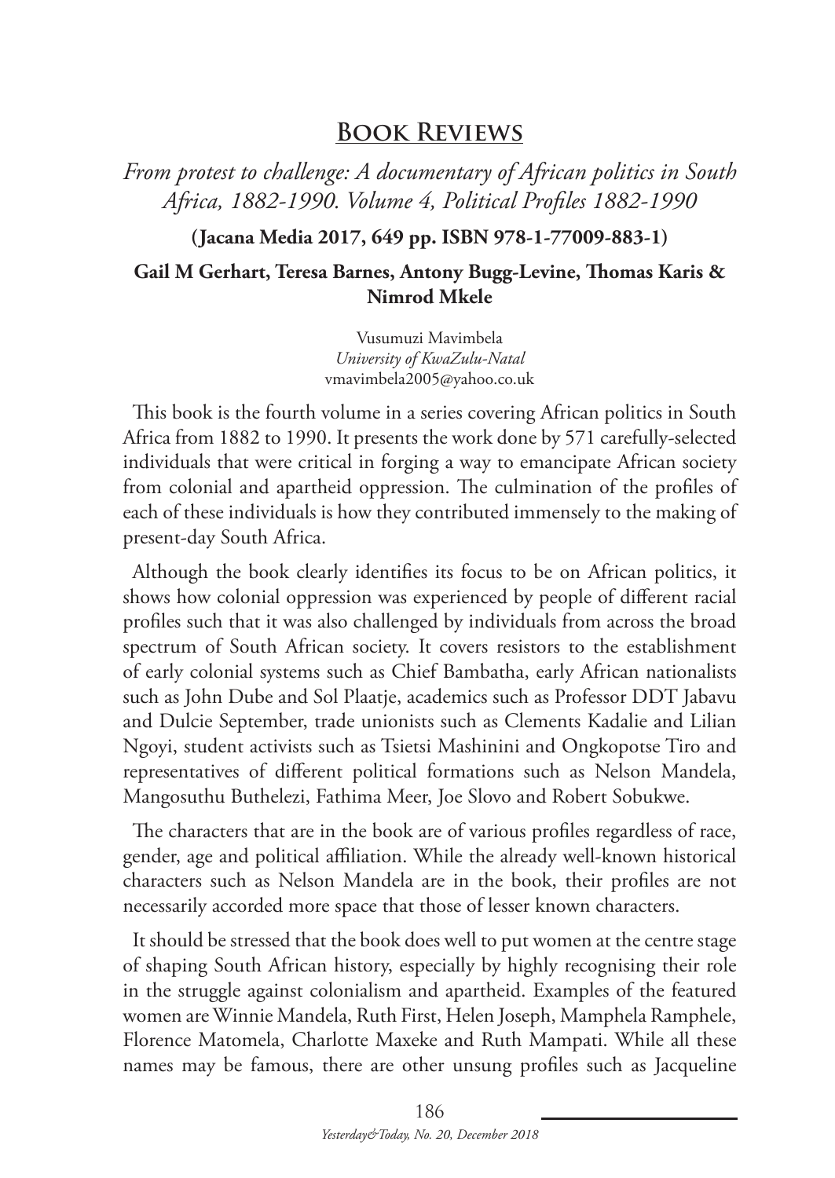# Book Reviews

*From protest to challenge: A documentary of African politics in South Africa, 1882-1990. Volume 4, Political Profiles 1882-1990*

**(Jacana Media 2017, 649 pp. ISBN 978-1-77009-883-1)**

**Gail M Gerhart, Teresa Barnes, Antony Bugg-Levine, Thomas Karis & Nimrod Mkele**

Vusumuzi Mavimbela
*University of KwaZulu-Natal*
vmavimbela2005@yahoo.co.uk

This book is the fourth volume in a series covering African politics in South Africa from 1882 to 1990. It presents the work done by 571 carefully-selected individuals that were critical in forging a way to emancipate African society from colonial and apartheid oppression. The culmination of the profiles of each of these individuals is how they contributed immensely to the making of present-day South Africa.

Although the book clearly identifies its focus to be on African politics, it shows how colonial oppression was experienced by people of different racial profiles such that it was also challenged by individuals from across the broad spectrum of South African society. It covers resistors to the establishment of early colonial systems such as Chief Bambatha, early African nationalists such as John Dube and Sol Plaatje, academics such as Professor DDT Jabavu and Dulcie September, trade unionists such as Clements Kadalie and Lilian Ngoyi, student activists such as Tsietsi Mashinini and Ongkopotse Tiro and representatives of different political formations such as Nelson Mandela, Mangosuthu Buthelezi, Fathima Meer, Joe Slovo and Robert Sobukwe.

The characters that are in the book are of various profiles regardless of race, gender, age and political affiliation. While the already well-known historical characters such as Nelson Mandela are in the book, their profiles are not necessarily accorded more space that those of lesser known characters.

It should be stressed that the book does well to put women at the centre stage of shaping South African history, especially by highly recognising their role in the struggle against colonialism and apartheid. Examples of the featured women are Winnie Mandela, Ruth First, Helen Joseph, Mamphela Ramphele, Florence Matomela, Charlotte Maxeke and Ruth Mampati. While all these names may be famous, there are other unsung profiles such as Jacqueline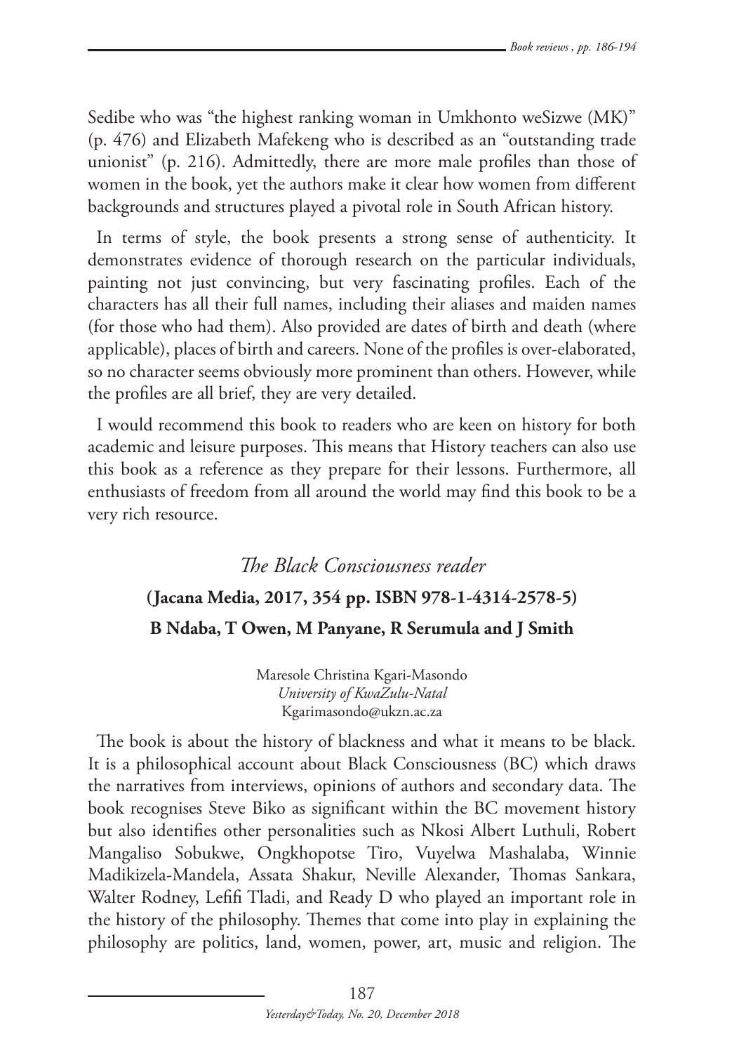Sedibe who was "the highest ranking woman in Umkhonto weSizwe (MK)" (p. 476) and Elizabeth Mafekeng who is described as an "outstanding trade unionist" (p. 216). Admittedly, there are more male profiles than those of women in the book, yet the authors make it clear how women from different backgrounds and structures played a pivotal role in South African history.

In terms of style, the book presents a strong sense of authenticity. It demonstrates evidence of thorough research on the particular individuals, painting not just convincing, but very fascinating profiles. Each of the characters has all their full names, including their aliases and maiden names (for those who had them). Also provided are dates of birth and death (where applicable), places of birth and careers. None of the profiles is over-elaborated, so no character seems obviously more prominent than others. However, while the profiles are all brief, they are very detailed.

I would recommend this book to readers who are keen on history for both academic and leisure purposes. This means that History teachers can also use this book as a reference as they prepare for their lessons. Furthermore, all enthusiasts of freedom from all around the world may find this book to be a very rich resource.

## *The Black Consciousness reader*

### (Jacana Media, 2017, 354 pp. ISBN 978-1-4314-2578-5)

### B Ndaba, T Owen, M Panyane, R Serumula and J Smith

Maresole Christina Kgari-Masondo
*University of KwaZulu-Natal*
Kgarimasondo@ukzn.ac.za

The book is about the history of blackness and what it means to be black. It is a philosophical account about Black Consciousness (BC) which draws the narratives from interviews, opinions of authors and secondary data. The book recognises Steve Biko as significant within the BC movement history but also identifies other personalities such as Nkosi Albert Luthuli, Robert Mangaliso Sobukwe, Ongkhopotse Tiro, Vuyelwa Mashalaba, Winnie Madikizela-Mandela, Assata Shakur, Neville Alexander, Thomas Sankara, Walter Rodney, Lefifi Tladi, and Ready D who played an important role in the history of the philosophy. Themes that come into play in explaining the philosophy are politics, land, women, power, art, music and religion. The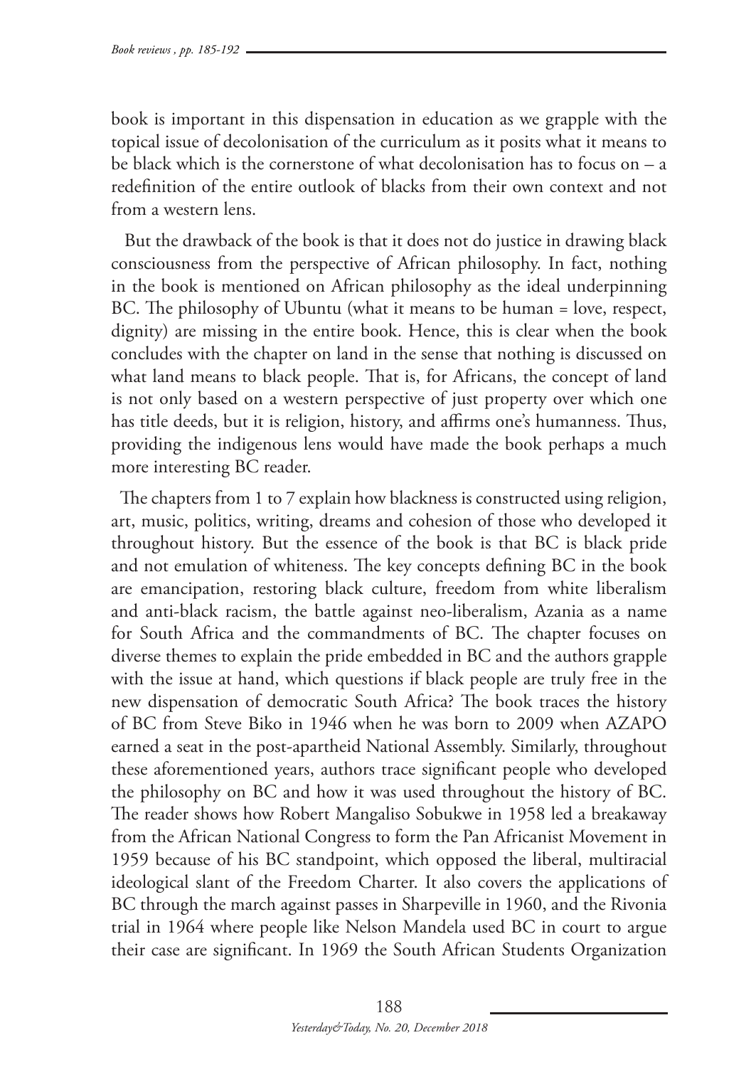book is important in this dispensation in education as we grapple with the topical issue of decolonisation of the curriculum as it posits what it means to be black which is the cornerstone of what decolonisation has to focus on – a redefinition of the entire outlook of blacks from their own context and not from a western lens.

But the drawback of the book is that it does not do justice in drawing black consciousness from the perspective of African philosophy. In fact, nothing in the book is mentioned on African philosophy as the ideal underpinning BC. The philosophy of Ubuntu (what it means to be human = love, respect, dignity) are missing in the entire book. Hence, this is clear when the book concludes with the chapter on land in the sense that nothing is discussed on what land means to black people. That is, for Africans, the concept of land is not only based on a western perspective of just property over which one has title deeds, but it is religion, history, and affirms one's humanness. Thus, providing the indigenous lens would have made the book perhaps a much more interesting BC reader.

The chapters from 1 to 7 explain how blackness is constructed using religion, art, music, politics, writing, dreams and cohesion of those who developed it throughout history. But the essence of the book is that BC is black pride and not emulation of whiteness. The key concepts defining BC in the book are emancipation, restoring black culture, freedom from white liberalism and anti-black racism, the battle against neo-liberalism, Azania as a name for South Africa and the commandments of BC. The chapter focuses on diverse themes to explain the pride embedded in BC and the authors grapple with the issue at hand, which questions if black people are truly free in the new dispensation of democratic South Africa? The book traces the history of BC from Steve Biko in 1946 when he was born to 2009 when AZAPO earned a seat in the post-apartheid National Assembly. Similarly, throughout these aforementioned years, authors trace significant people who developed the philosophy on BC and how it was used throughout the history of BC. The reader shows how Robert Mangaliso Sobukwe in 1958 led a breakaway from the African National Congress to form the Pan Africanist Movement in 1959 because of his BC standpoint, which opposed the liberal, multiracial ideological slant of the Freedom Charter. It also covers the applications of BC through the march against passes in Sharpeville in 1960, and the Rivonia trial in 1964 where people like Nelson Mandela used BC in court to argue their case are significant. In 1969 the South African Students Organization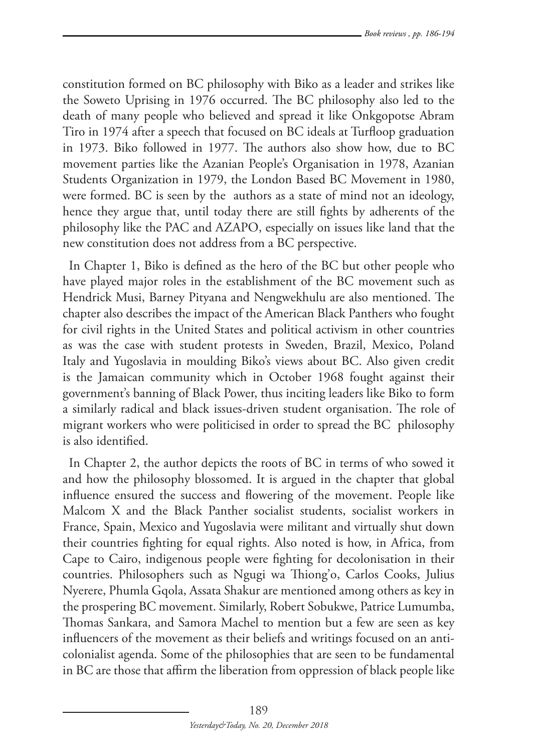constitution formed on BC philosophy with Biko as a leader and strikes like the Soweto Uprising in 1976 occurred. The BC philosophy also led to the death of many people who believed and spread it like Onkgopotse Abram Tiro in 1974 after a speech that focused on BC ideals at Turfloop graduation in 1973. Biko followed in 1977. The authors also show how, due to BC movement parties like the Azanian People's Organisation in 1978, Azanian Students Organization in 1979, the London Based BC Movement in 1980, were formed. BC is seen by the authors as a state of mind not an ideology, hence they argue that, until today there are still fights by adherents of the philosophy like the PAC and AZAPO, especially on issues like land that the new constitution does not address from a BC perspective.

In Chapter 1, Biko is defined as the hero of the BC but other people who have played major roles in the establishment of the BC movement such as Hendrick Musi, Barney Pityana and Nengwekhulu are also mentioned. The chapter also describes the impact of the American Black Panthers who fought for civil rights in the United States and political activism in other countries as was the case with student protests in Sweden, Brazil, Mexico, Poland Italy and Yugoslavia in moulding Biko's views about BC. Also given credit is the Jamaican community which in October 1968 fought against their government's banning of Black Power, thus inciting leaders like Biko to form a similarly radical and black issues-driven student organisation. The role of migrant workers who were politicised in order to spread the BC philosophy is also identified.

In Chapter 2, the author depicts the roots of BC in terms of who sowed it and how the philosophy blossomed. It is argued in the chapter that global influence ensured the success and flowering of the movement. People like Malcom X and the Black Panther socialist students, socialist workers in France, Spain, Mexico and Yugoslavia were militant and virtually shut down their countries fighting for equal rights. Also noted is how, in Africa, from Cape to Cairo, indigenous people were fighting for decolonisation in their countries. Philosophers such as Ngugi wa Thiong'o, Carlos Cooks, Julius Nyerere, Phumla Gqola, Assata Shakur are mentioned among others as key in the prospering BC movement. Similarly, Robert Sobukwe, Patrice Lumumba, Thomas Sankara, and Samora Machel to mention but a few are seen as key influencers of the movement as their beliefs and writings focused on an anti-colonialist agenda. Some of the philosophies that are seen to be fundamental in BC are those that affirm the liberation from oppression of black people like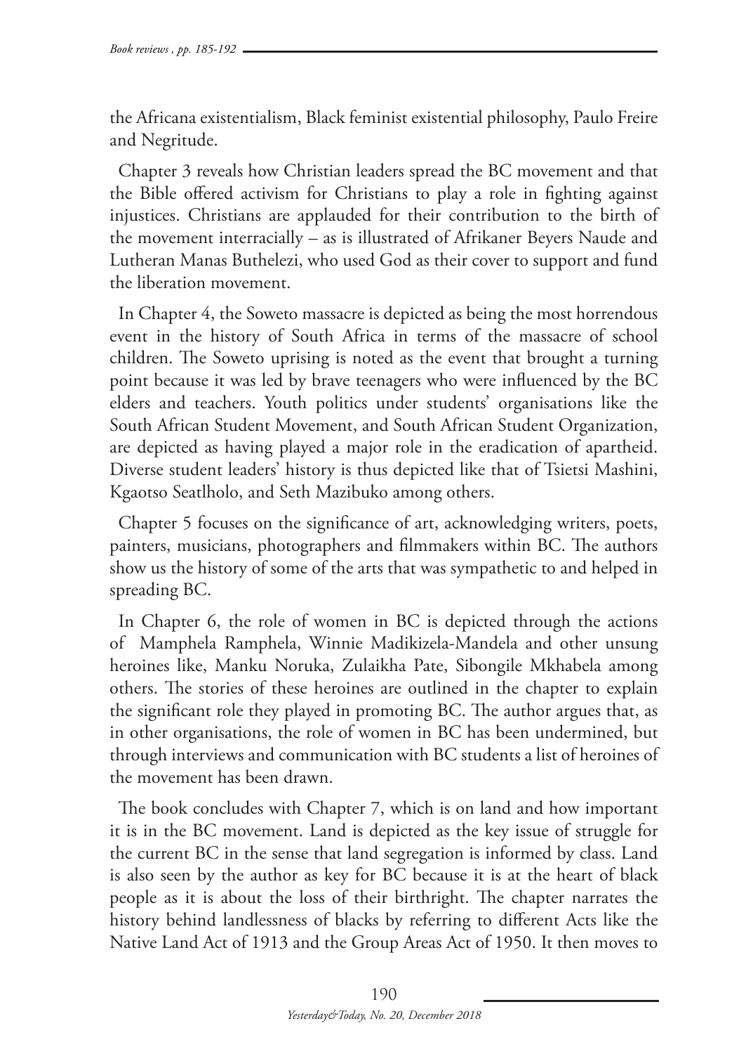the Africana existentialism, Black feminist existential philosophy, Paulo Freire and Negritude.

Chapter 3 reveals how Christian leaders spread the BC movement and that the Bible offered activism for Christians to play a role in fighting against injustices. Christians are applauded for their contribution to the birth of the movement interracially – as is illustrated of Afrikaner Beyers Naude and Lutheran Manas Buthelezi, who used God as their cover to support and fund the liberation movement.

In Chapter 4, the Soweto massacre is depicted as being the most horrendous event in the history of South Africa in terms of the massacre of school children. The Soweto uprising is noted as the event that brought a turning point because it was led by brave teenagers who were influenced by the BC elders and teachers. Youth politics under students' organisations like the South African Student Movement, and South African Student Organization, are depicted as having played a major role in the eradication of apartheid. Diverse student leaders' history is thus depicted like that of Tsietsi Mashini, Kgaotso Seatlholo, and Seth Mazibuko among others.

Chapter 5 focuses on the significance of art, acknowledging writers, poets, painters, musicians, photographers and filmmakers within BC. The authors show us the history of some of the arts that was sympathetic to and helped in spreading BC.

In Chapter 6, the role of women in BC is depicted through the actions of Mamphela Ramphela, Winnie Madikizela-Mandela and other unsung heroines like, Manku Noruka, Zulaikha Pate, Sibongile Mkhabela among others. The stories of these heroines are outlined in the chapter to explain the significant role they played in promoting BC. The author argues that, as in other organisations, the role of women in BC has been undermined, but through interviews and communication with BC students a list of heroines of the movement has been drawn.

The book concludes with Chapter 7, which is on land and how important it is in the BC movement. Land is depicted as the key issue of struggle for the current BC in the sense that land segregation is informed by class. Land is also seen by the author as key for BC because it is at the heart of black people as it is about the loss of their birthright. The chapter narrates the history behind landlessness of blacks by referring to different Acts like the Native Land Act of 1913 and the Group Areas Act of 1950. It then moves to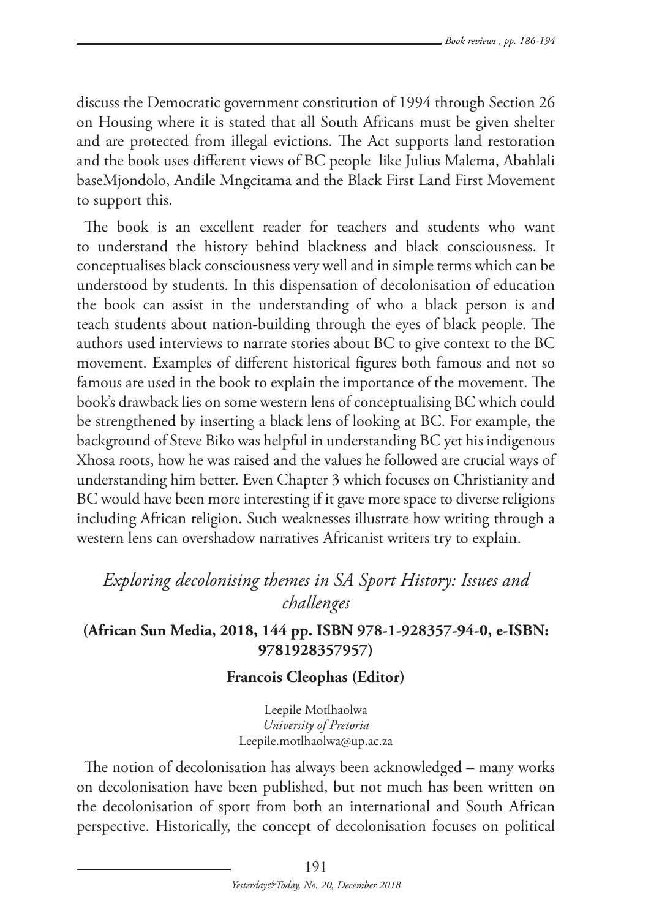discuss the Democratic government constitution of 1994 through Section 26 on Housing where it is stated that all South Africans must be given shelter and are protected from illegal evictions. The Act supports land restoration and the book uses different views of BC people like Julius Malema, Abahlali baseMjondolo, Andile Mngcitama and the Black First Land First Movement to support this.

The book is an excellent reader for teachers and students who want to understand the history behind blackness and black consciousness. It conceptualises black consciousness very well and in simple terms which can be understood by students. In this dispensation of decolonisation of education the book can assist in the understanding of who a black person is and teach students about nation-building through the eyes of black people. The authors used interviews to narrate stories about BC to give context to the BC movement. Examples of different historical figures both famous and not so famous are used in the book to explain the importance of the movement. The book's drawback lies on some western lens of conceptualising BC which could be strengthened by inserting a black lens of looking at BC. For example, the background of Steve Biko was helpful in understanding BC yet his indigenous Xhosa roots, how he was raised and the values he followed are crucial ways of understanding him better. Even Chapter 3 which focuses on Christianity and BC would have been more interesting if it gave more space to diverse religions including African religion. Such weaknesses illustrate how writing through a western lens can overshadow narratives Africanist writers try to explain.

## *Exploring decolonising themes in SA Sport History: Issues and challenges*

**(African Sun Media, 2018, 144 pp. ISBN 978-1-928357-94-0, e-ISBN: 9781928357957)**

**Francois Cleophas (Editor)**

Leepile Motlhaolwa
*University of Pretoria*
Leepile.motlhaolwa@up.ac.za

The notion of decolonisation has always been acknowledged – many works on decolonisation have been published, but not much has been written on the decolonisation of sport from both an international and South African perspective. Historically, the concept of decolonisation focuses on political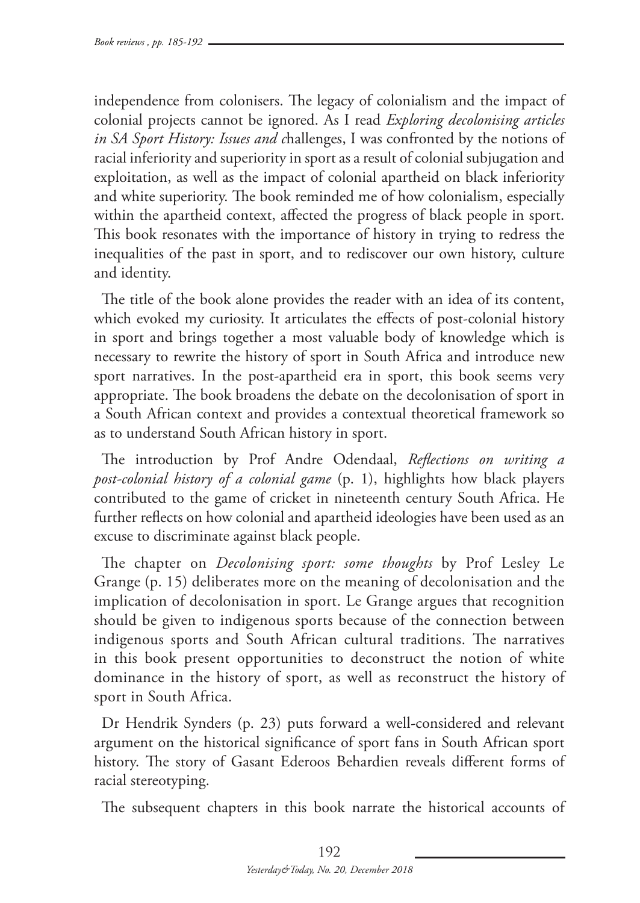independence from colonisers. The legacy of colonialism and the impact of colonial projects cannot be ignored. As I read *Exploring decolonising articles in SA Sport History: Issues and c*hallenges, I was confronted by the notions of racial inferiority and superiority in sport as a result of colonial subjugation and exploitation, as well as the impact of colonial apartheid on black inferiority and white superiority. The book reminded me of how colonialism, especially within the apartheid context, affected the progress of black people in sport. This book resonates with the importance of history in trying to redress the inequalities of the past in sport, and to rediscover our own history, culture and identity.

The title of the book alone provides the reader with an idea of its content, which evoked my curiosity. It articulates the effects of post-colonial history in sport and brings together a most valuable body of knowledge which is necessary to rewrite the history of sport in South Africa and introduce new sport narratives. In the post-apartheid era in sport, this book seems very appropriate. The book broadens the debate on the decolonisation of sport in a South African context and provides a contextual theoretical framework so as to understand South African history in sport.

The introduction by Prof Andre Odendaal, *Reflections on writing a post-colonial history of a colonial game* (p. 1), highlights how black players contributed to the game of cricket in nineteenth century South Africa. He further reflects on how colonial and apartheid ideologies have been used as an excuse to discriminate against black people.

The chapter on *Decolonising sport: some thoughts* by Prof Lesley Le Grange (p. 15) deliberates more on the meaning of decolonisation and the implication of decolonisation in sport. Le Grange argues that recognition should be given to indigenous sports because of the connection between indigenous sports and South African cultural traditions. The narratives in this book present opportunities to deconstruct the notion of white dominance in the history of sport, as well as reconstruct the history of sport in South Africa.

Dr Hendrik Synders (p. 23) puts forward a well-considered and relevant argument on the historical significance of sport fans in South African sport history. The story of Gasant Ederoos Behardien reveals different forms of racial stereotyping.

The subsequent chapters in this book narrate the historical accounts of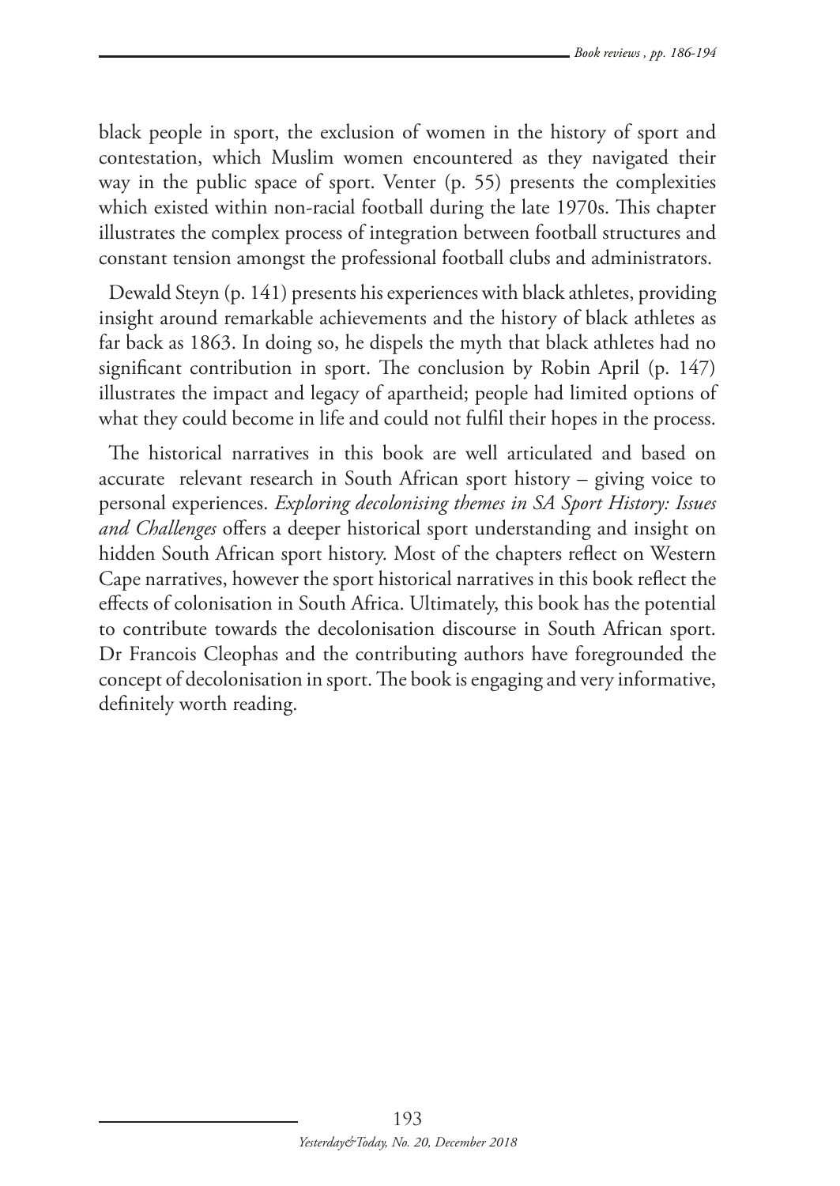black people in sport, the exclusion of women in the history of sport and contestation, which Muslim women encountered as they navigated their way in the public space of sport. Venter (p. 55) presents the complexities which existed within non-racial football during the late 1970s. This chapter illustrates the complex process of integration between football structures and constant tension amongst the professional football clubs and administrators.

Dewald Steyn (p. 141) presents his experiences with black athletes, providing insight around remarkable achievements and the history of black athletes as far back as 1863. In doing so, he dispels the myth that black athletes had no significant contribution in sport. The conclusion by Robin April (p. 147) illustrates the impact and legacy of apartheid; people had limited options of what they could become in life and could not fulfil their hopes in the process.

The historical narratives in this book are well articulated and based on accurate relevant research in South African sport history – giving voice to personal experiences. *Exploring decolonising themes in SA Sport History: Issues and Challenges* offers a deeper historical sport understanding and insight on hidden South African sport history. Most of the chapters reflect on Western Cape narratives, however the sport historical narratives in this book reflect the effects of colonisation in South Africa. Ultimately, this book has the potential to contribute towards the decolonisation discourse in South African sport. Dr Francois Cleophas and the contributing authors have foregrounded the concept of decolonisation in sport. The book is engaging and very informative, definitely worth reading.